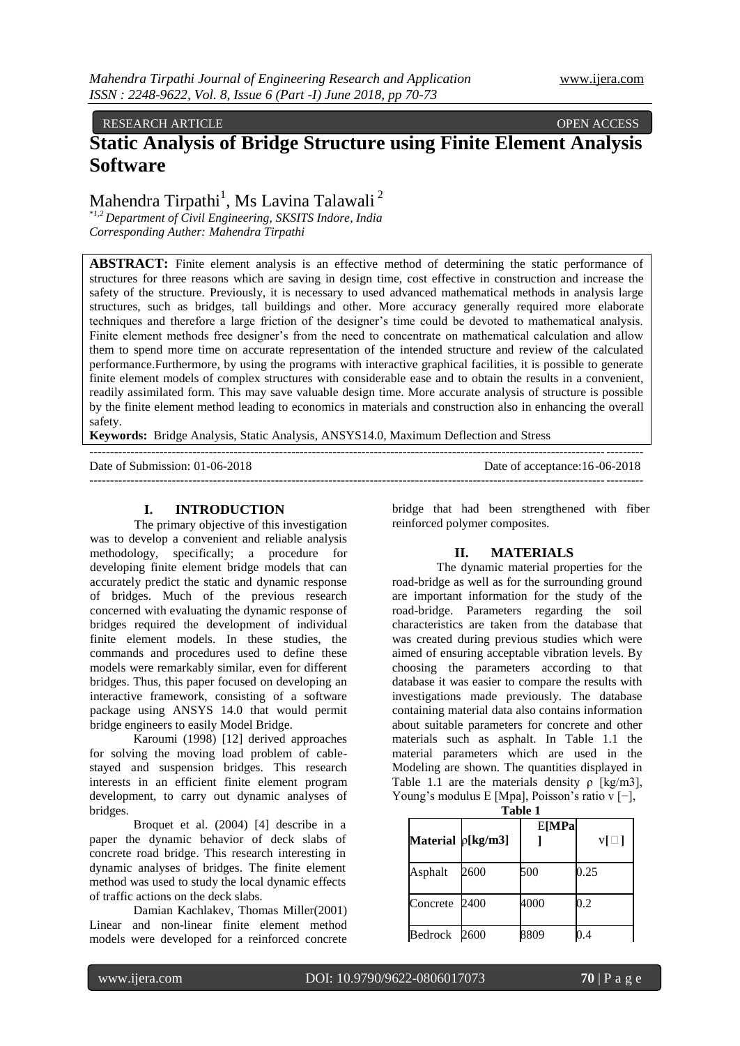RESEARCH ARTICLE OPEN ACCESS

# Static Analysis of Bridge Structure using Finite Element Analysis Software

Mahendra Tirpathi[1], Ms Lavina Talawali[2]

*[*1,2] Department of Civil Engineering, SKSITS Indore, India*
*Corresponding Author: Mahendra Tirpathi*

**ABSTRACT:** Finite element analysis is an effective method of determining the static performance of structures for three reasons which are saving in design time, cost effective in construction and increase the safety of the structure. Previously, it is necessary to used advanced mathematical methods in analysis large structures, such as bridges, tall buildings and other. More accuracy generally required more elaborate techniques and therefore a large friction of the designer's time could be devoted to mathematical analysis. Finite element methods free designer's from the need to concentrate on mathematical calculation and allow them to spend more time on accurate representation of the intended structure and review of the calculated performance.Furthermore, by using the programs with interactive graphical facilities, it is possible to generate finite element models of complex structures with considerable ease and to obtain the results in a convenient, readily assimilated form. This may save valuable design time. More accurate analysis of structure is possible by the finite element method leading to economics in materials and construction also in enhancing the overall safety.

**Keywords:** Bridge Analysis, Static Analysis, ANSYS14.0, Maximum Deflection and Stress

---

Date of Submission: 01-06-2018 Date of acceptance:16-06-2018

---

## I. INTRODUCTION

The primary objective of this investigation was to develop a convenient and reliable analysis methodology, specifically; a procedure for developing finite element bridge models that can accurately predict the static and dynamic response of bridges. Much of the previous research concerned with evaluating the dynamic response of bridges required the development of individual finite element models. In these studies, the commands and procedures used to define these models were remarkably similar, even for different bridges. Thus, this paper focused on developing an interactive framework, consisting of a software package using ANSYS 14.0 that would permit bridge engineers to easily Model Bridge.

Karoumi (1998) [12] derived approaches for solving the moving load problem of cable-stayed and suspension bridges. This research interests in an efficient finite element program development, to carry out dynamic analyses of bridges.

Broquet et al. (2004) [4] describe in a paper the dynamic behavior of deck slabs of concrete road bridge. This research interesting in dynamic analyses of bridges. The finite element method was used to study the local dynamic effects of traffic actions on the deck slabs.

Damian Kachlakev, Thomas Miller(2001) Linear and non-linear finite element method models were developed for a reinforced concrete bridge that had been strengthened with fiber reinforced polymer composites.

## II. MATERIALS

The dynamic material properties for the road-bridge as well as for the surrounding ground are important information for the study of the road-bridge. Parameters regarding the soil characteristics are taken from the database that was created during previous studies which were aimed of ensuring acceptable vibration levels. By choosing the parameters according to that database it was easier to compare the results with investigations made previously. The database containing material data also contains information about suitable parameters for concrete and other materials such as asphalt. In Table 1.1 the material parameters which are used in the Modeling are shown. The quantities displayed in Table 1.1 are the materials density ρ [kg/m3], Young's modulus E [Mpa], Poisson's ratio v [−],

**Table 1**

| Material | ρ[kg/m3] | E[MPa] | v[ ] |
|---|---|---|---|
| Asphalt | 2600 | 500 | 0.25 |
| Concrete | 2400 | 4000 | 0.2 |
| Bedrock | 2600 | 8809 | 0.4 |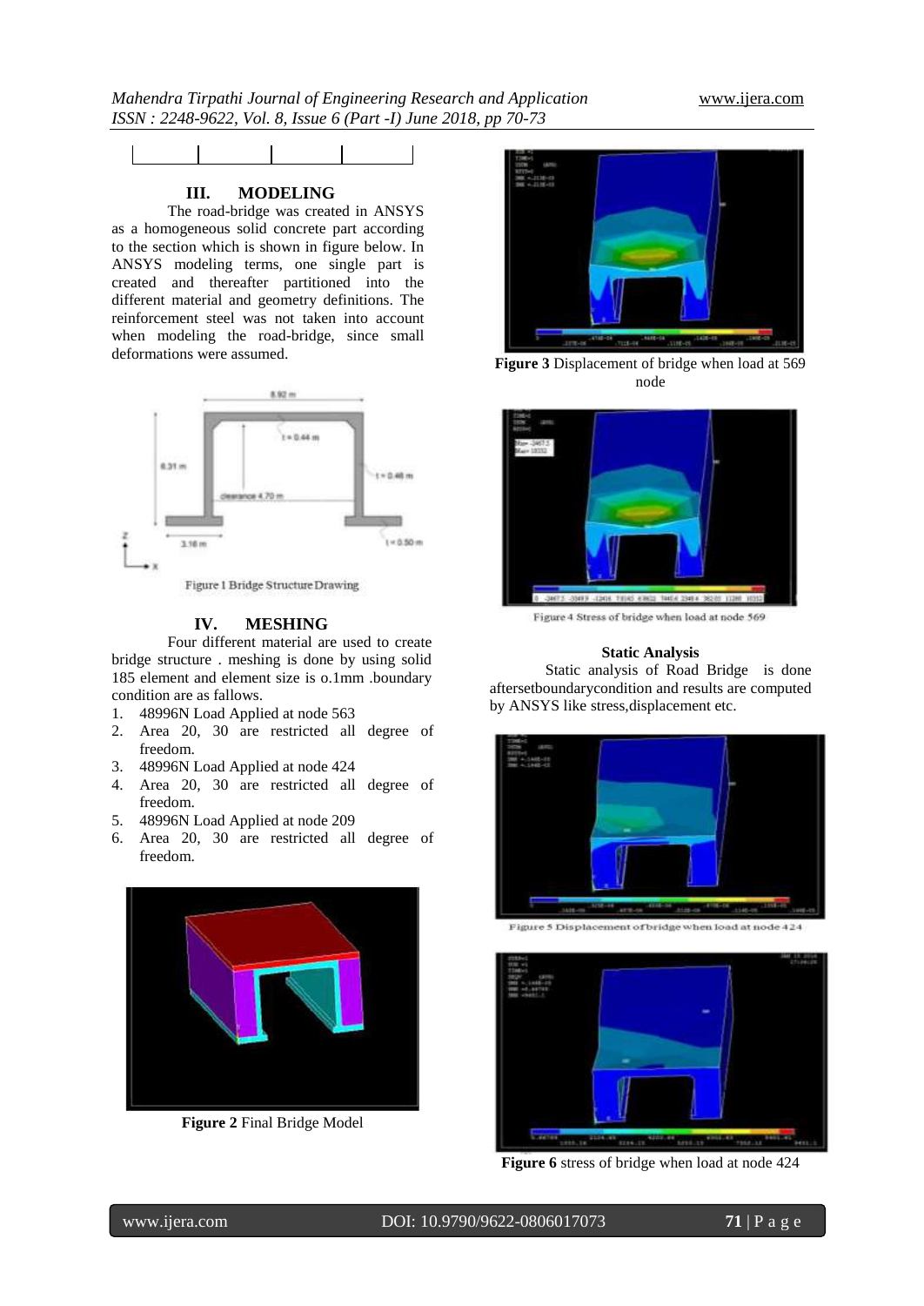## III. MODELING

The road-bridge was created in ANSYS as a homogeneous solid concrete part according to the section which is shown in figure below. In ANSYS modeling terms, one single part is created and thereafter partitioned into the different material and geometry definitions. The reinforcement steel was not taken into account when modeling the road-bridge, since small deformations were assumed.

Figure 1 Bridge Structure Drawing

## IV. MESHING

Four different material are used to create bridge structure . meshing is done by using solid 185 element and element size is o.1mm .boundary condition are as fallows.

1. 48996N Load Applied at node 563
2. Area 20, 30 are restricted all degree of freedom.
3. 48996N Load Applied at node 424
4. Area 20, 30 are restricted all degree of freedom.
5. 48996N Load Applied at node 209
6. Area 20, 30 are restricted all degree of freedom.

**Figure 2** Final Bridge Model

**Figure 3** Displacement of bridge when load at 569 node

Figure 4 Stress of bridge when load at node 569

### Static Analysis

Static analysis of Road Bridge is done aftersetboundarycondition and results are computed by ANSYS like stress,displacement etc.

Figure 5 Displacement of bridge when load at node 424

**Figure 6** stress of bridge when load at node 424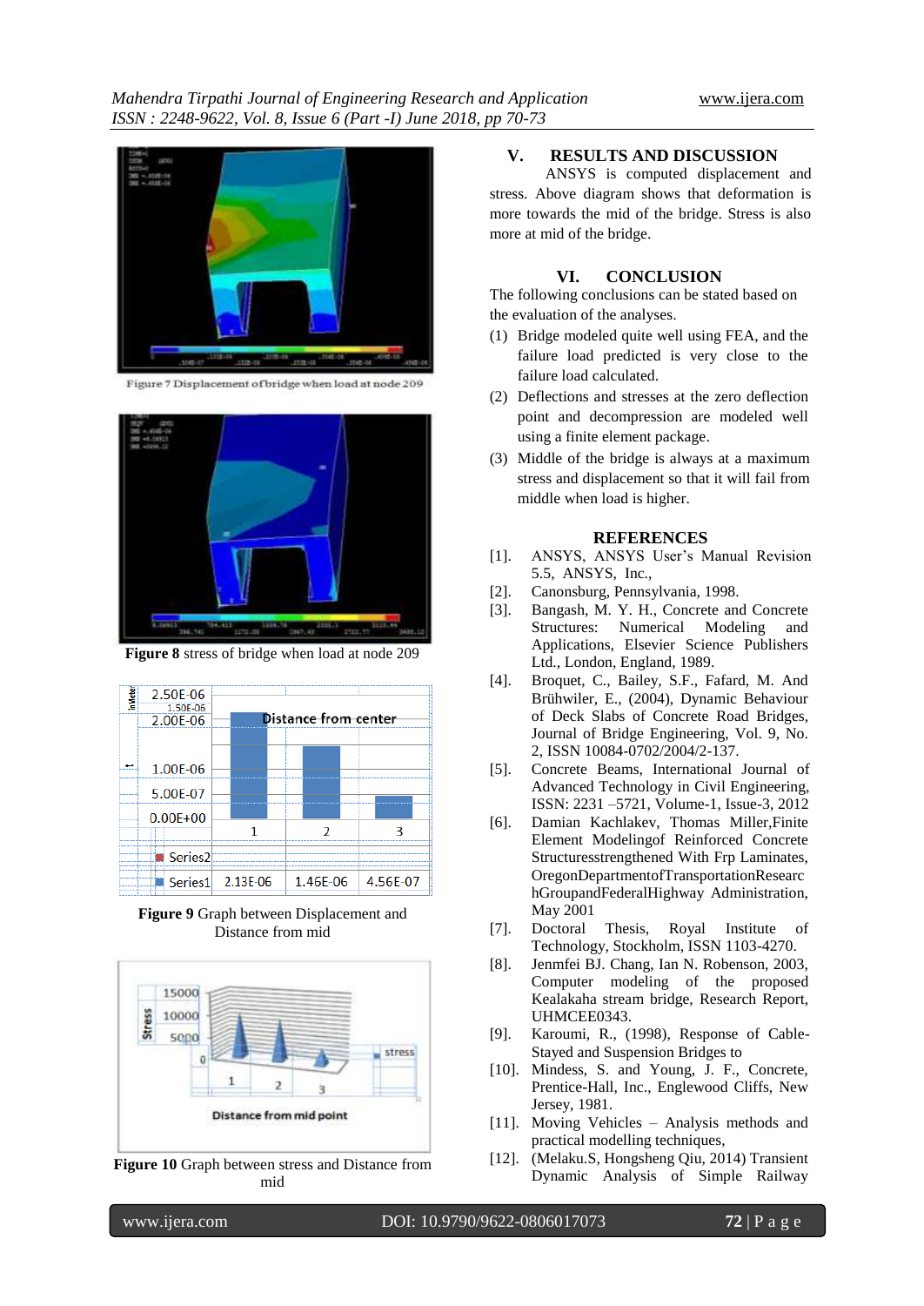Figure 7 Displacement of bridge when load at node 209

**Figure 8** stress of bridge when load at node 209

**Figure 9** Graph between Displacement and Distance from mid

**Figure 10** Graph between stress and Distance from mid

## V. RESULTS AND DISCUSSION

ANSYS is computed displacement and stress. Above diagram shows that deformation is more towards the mid of the bridge. Stress is also more at mid of the bridge.

## VI. CONCLUSION

The following conclusions can be stated based on the evaluation of the analyses.

(1) Bridge modeled quite well using FEA, and the failure load predicted is very close to the failure load calculated.

(2) Deflections and stresses at the zero deflection point and decompression are modeled well using a finite element package.

(3) Middle of the bridge is always at a maximum stress and displacement so that it will fail from middle when load is higher.

## REFERENCES

[1]. ANSYS, ANSYS User's Manual Revision 5.5, ANSYS, Inc.,

[2]. Canonsburg, Pennsylvania, 1998.

[3]. Bangash, M. Y. H., Concrete and Concrete Structures: Numerical Modeling and Applications, Elsevier Science Publishers Ltd., London, England, 1989.

[4]. Broquet, C., Bailey, S.F., Fafard, M. And Brühwiler, E., (2004), Dynamic Behaviour of Deck Slabs of Concrete Road Bridges, Journal of Bridge Engineering, Vol. 9, No. 2, ISSN 10084-0702/2004/2-137.

[5]. Concrete Beams, International Journal of Advanced Technology in Civil Engineering, ISSN: 2231 –5721, Volume-1, Issue-3, 2012

[6]. Damian Kachlakev, Thomas Miller,Finite Element Modelingof Reinforced Concrete Structuresstrengthened With Frp Laminates, OregonDepartmentofTransportationResearchGroupandFederalHighway Administration, May 2001

[7]. Doctoral Thesis, Royal Institute of Technology, Stockholm, ISSN 1103-4270.

[8]. Jenmfei BJ. Chang, Ian N. Robenson, 2003, Computer modeling of the proposed Kealakaha stream bridge, Research Report, UHMCEE0343.

[9]. Karoumi, R., (1998), Response of Cable-Stayed and Suspension Bridges to

[10]. Mindess, S. and Young, J. F., Concrete, Prentice-Hall, Inc., Englewood Cliffs, New Jersey, 1981.

[11]. Moving Vehicles – Analysis methods and practical modelling techniques,

[12]. (Melaku.S, Hongsheng Qiu, 2014) Transient Dynamic Analysis of Simple Railway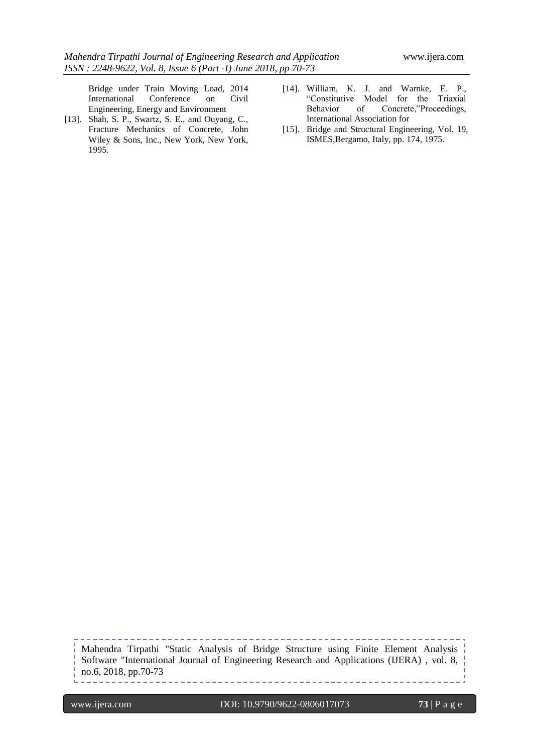Bridge under Train Moving Load, 2014 International Conference on Civil Engineering, Energy and Environment

[13]. Shah, S. P., Swartz, S. E., and Ouyang, C., Fracture Mechanics of Concrete, John Wiley & Sons, Inc., New York, New York, 1995.

[14]. William, K. J. and Warnke, E. P., "Constitutive Model for the Triaxial Behavior of Concrete,"Proceedings, International Association for

[15]. Bridge and Structural Engineering, Vol. 19, ISMES,Bergamo, Italy, pp. 174, 1975.

Mahendra Tirpathi "Static Analysis of Bridge Structure using Finite Element Analysis Software "International Journal of Engineering Research and Applications (IJERA) , vol. 8, no.6, 2018, pp.70-73